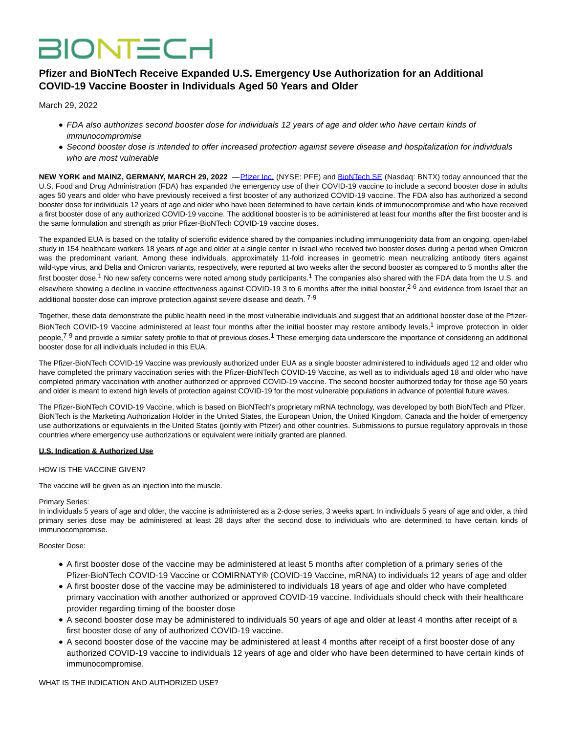# BIONTECH

## Pfizer and BioNTech Receive Expanded U.S. Emergency Use Authorization for an Additional COVID-19 Vaccine Booster in Individuals Aged 50 Years and Older

March 29, 2022

- *FDA also authorizes second booster dose for individuals 12 years of age and older who have certain kinds of immunocompromise*
- *Second booster dose is intended to offer increased protection against severe disease and hospitalization for individuals who are most vulnerable*

**NEW YORK and MAINZ, GERMANY, MARCH 29, 2022** —Pfizer Inc. (NYSE: PFE) and BioNTech SE (Nasdaq: BNTX) today announced that the U.S. Food and Drug Administration (FDA) has expanded the emergency use of their COVID-19 vaccine to include a second booster dose in adults ages 50 years and older who have previously received a first booster of any authorized COVID-19 vaccine. The FDA also has authorized a second booster dose for individuals 12 years of age and older who have been determined to have certain kinds of immunocompromise and who have received a first booster dose of any authorized COVID-19 vaccine. The additional booster is to be administered at least four months after the first booster and is the same formulation and strength as prior Pfizer-BioNTech COVID-19 vaccine doses.

The expanded EUA is based on the totality of scientific evidence shared by the companies including immunogenicity data from an ongoing, open-label study in 154 healthcare workers 18 years of age and older at a single center in Israel who received two booster doses during a period when Omicron was the predominant variant. Among these individuals, approximately 11-fold increases in geometric mean neutralizing antibody titers against wild-type virus, and Delta and Omicron variants, respectively, were reported at two weeks after the second booster as compared to 5 months after the first booster dose.[1] No new safety concerns were noted among study participants.[1] The companies also shared with the FDA data from the U.S. and elsewhere showing a decline in vaccine effectiveness against COVID-19 3 to 6 months after the initial booster,[2-6] and evidence from Israel that an additional booster dose can improve protection against severe disease and death. [7-9]

Together, these data demonstrate the public health need in the most vulnerable individuals and suggest that an additional booster dose of the Pfizer-BioNTech COVID-19 Vaccine administered at least four months after the initial booster may restore antibody levels,[1] improve protection in older people,[7-9] and provide a similar safety profile to that of previous doses.[1] These emerging data underscore the importance of considering an additional booster dose for all individuals included in this EUA.

The Pfizer-BioNTech COVID-19 Vaccine was previously authorized under EUA as a single booster administered to individuals aged 12 and older who have completed the primary vaccination series with the Pfizer-BioNTech COVID-19 Vaccine, as well as to individuals aged 18 and older who have completed primary vaccination with another authorized or approved COVID-19 vaccine. The second booster authorized today for those age 50 years and older is meant to extend high levels of protection against COVID-19 for the most vulnerable populations in advance of potential future waves.

The Pfizer-BioNTech COVID-19 Vaccine, which is based on BioNTech's proprietary mRNA technology, was developed by both BioNTech and Pfizer. BioNTech is the Marketing Authorization Holder in the United States, the European Union, the United Kingdom, Canada and the holder of emergency use authorizations or equivalents in the United States (jointly with Pfizer) and other countries. Submissions to pursue regulatory approvals in those countries where emergency use authorizations or equivalent were initially granted are planned.

**U.S. Indication & Authorized Use**

HOW IS THE VACCINE GIVEN?

The vaccine will be given as an injection into the muscle.

Primary Series:
In individuals 5 years of age and older, the vaccine is administered as a 2-dose series, 3 weeks apart. In individuals 5 years of age and older, a third primary series dose may be administered at least 28 days after the second dose to individuals who are determined to have certain kinds of immunocompromise.

Booster Dose:

- A first booster dose of the vaccine may be administered at least 5 months after completion of a primary series of the Pfizer-BioNTech COVID-19 Vaccine or COMIRNATY® (COVID-19 Vaccine, mRNA) to individuals 12 years of age and older
- A first booster dose of the vaccine may be administered to individuals 18 years of age and older who have completed primary vaccination with another authorized or approved COVID-19 vaccine. Individuals should check with their healthcare provider regarding timing of the booster dose
- A second booster dose may be administered to individuals 50 years of age and older at least 4 months after receipt of a first booster dose of any of authorized COVID-19 vaccine.
- A second booster dose of the vaccine may be administered at least 4 months after receipt of a first booster dose of any authorized COVID-19 vaccine to individuals 12 years of age and older who have been determined to have certain kinds of immunocompromise.

WHAT IS THE INDICATION AND AUTHORIZED USE?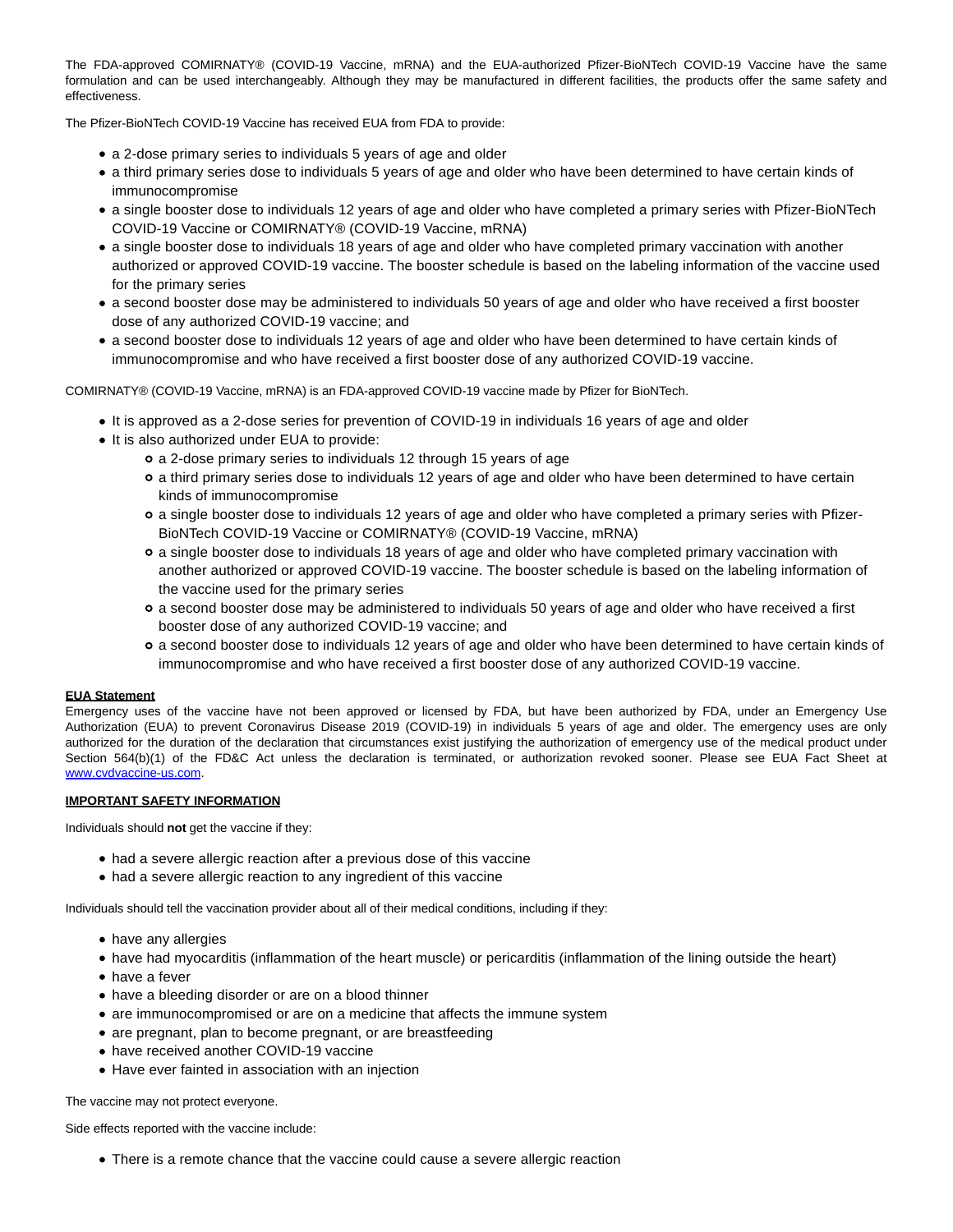The FDA-approved COMIRNATY® (COVID-19 Vaccine, mRNA) and the EUA-authorized Pfizer-BioNTech COVID-19 Vaccine have the same formulation and can be used interchangeably. Although they may be manufactured in different facilities, the products offer the same safety and effectiveness.

The Pfizer-BioNTech COVID-19 Vaccine has received EUA from FDA to provide:

- a 2-dose primary series to individuals 5 years of age and older
- a third primary series dose to individuals 5 years of age and older who have been determined to have certain kinds of immunocompromise
- a single booster dose to individuals 12 years of age and older who have completed a primary series with Pfizer-BioNTech COVID-19 Vaccine or COMIRNATY® (COVID-19 Vaccine, mRNA)
- a single booster dose to individuals 18 years of age and older who have completed primary vaccination with another authorized or approved COVID-19 vaccine. The booster schedule is based on the labeling information of the vaccine used for the primary series
- a second booster dose may be administered to individuals 50 years of age and older who have received a first booster dose of any authorized COVID-19 vaccine; and
- a second booster dose to individuals 12 years of age and older who have been determined to have certain kinds of immunocompromise and who have received a first booster dose of any authorized COVID-19 vaccine.

COMIRNATY® (COVID-19 Vaccine, mRNA) is an FDA-approved COVID-19 vaccine made by Pfizer for BioNTech.

- It is approved as a 2-dose series for prevention of COVID-19 in individuals 16 years of age and older
- It is also authorized under EUA to provide:
  - a 2-dose primary series to individuals 12 through 15 years of age
  - a third primary series dose to individuals 12 years of age and older who have been determined to have certain kinds of immunocompromise
  - a single booster dose to individuals 12 years of age and older who have completed a primary series with Pfizer-BioNTech COVID-19 Vaccine or COMIRNATY® (COVID-19 Vaccine, mRNA)
  - a single booster dose to individuals 18 years of age and older who have completed primary vaccination with another authorized or approved COVID-19 vaccine. The booster schedule is based on the labeling information of the vaccine used for the primary series
  - a second booster dose may be administered to individuals 50 years of age and older who have received a first booster dose of any authorized COVID-19 vaccine; and
  - a second booster dose to individuals 12 years of age and older who have been determined to have certain kinds of immunocompromise and who have received a first booster dose of any authorized COVID-19 vaccine.

**EUA Statement**

Emergency uses of the vaccine have not been approved or licensed by FDA, but have been authorized by FDA, under an Emergency Use Authorization (EUA) to prevent Coronavirus Disease 2019 (COVID-19) in individuals 5 years of age and older. The emergency uses are only authorized for the duration of the declaration that circumstances exist justifying the authorization of emergency use of the medical product under Section 564(b)(1) of the FD&C Act unless the declaration is terminated, or authorization revoked sooner. Please see EUA Fact Sheet at [www.cvdvaccine-us.com](http://www.cvdvaccine-us.com).

**IMPORTANT SAFETY INFORMATION**

Individuals should **not** get the vaccine if they:

- had a severe allergic reaction after a previous dose of this vaccine
- had a severe allergic reaction to any ingredient of this vaccine

Individuals should tell the vaccination provider about all of their medical conditions, including if they:

- have any allergies
- have had myocarditis (inflammation of the heart muscle) or pericarditis (inflammation of the lining outside the heart)
- have a fever
- have a bleeding disorder or are on a blood thinner
- are immunocompromised or are on a medicine that affects the immune system
- are pregnant, plan to become pregnant, or are breastfeeding
- have received another COVID-19 vaccine
- Have ever fainted in association with an injection

The vaccine may not protect everyone.

Side effects reported with the vaccine include:

- There is a remote chance that the vaccine could cause a severe allergic reaction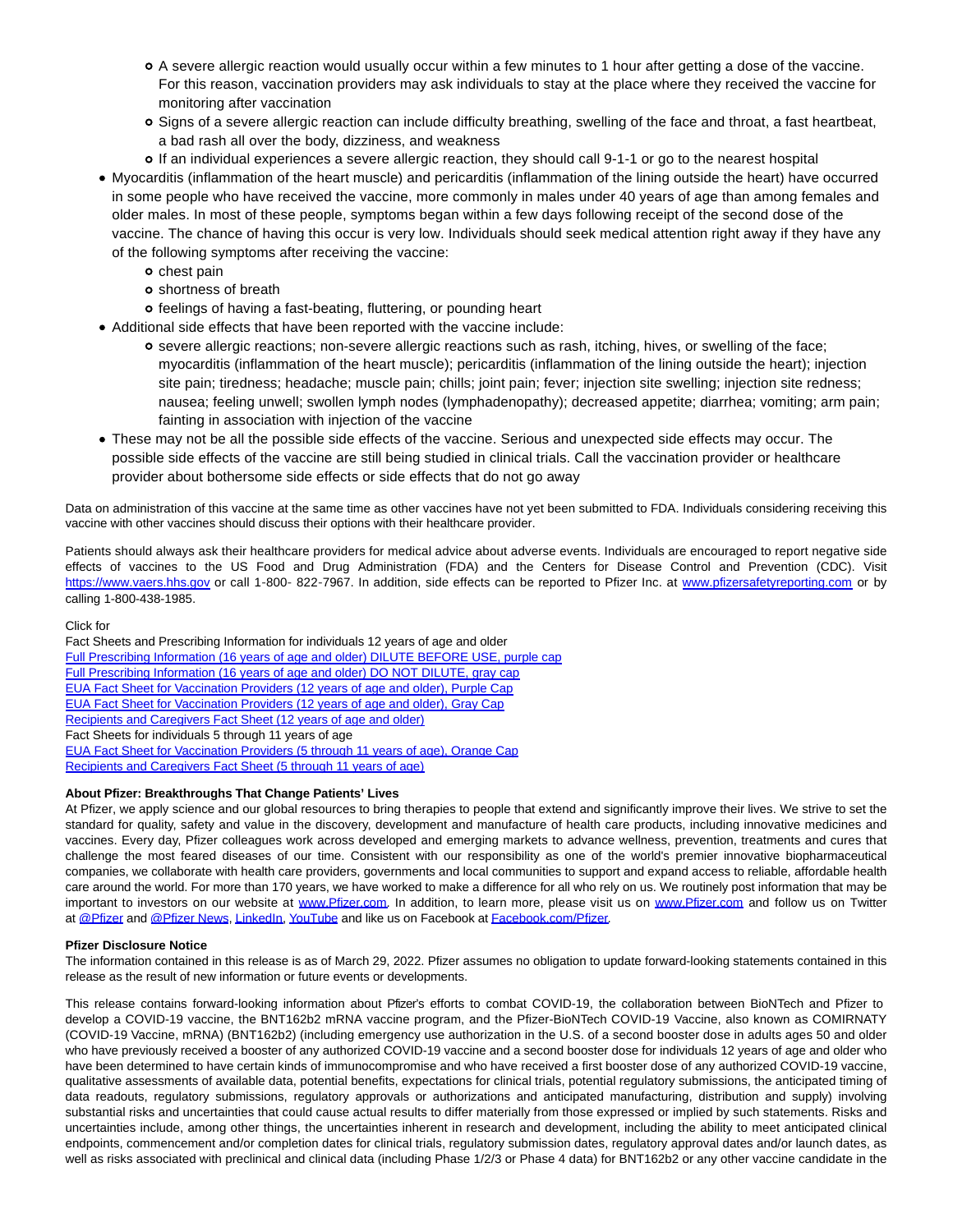- A severe allergic reaction would usually occur within a few minutes to 1 hour after getting a dose of the vaccine. For this reason, vaccination providers may ask individuals to stay at the place where they received the vaccine for monitoring after vaccination
    - Signs of a severe allergic reaction can include difficulty breathing, swelling of the face and throat, a fast heartbeat, a bad rash all over the body, dizziness, and weakness
    - If an individual experiences a severe allergic reaction, they should call 9-1-1 or go to the nearest hospital
- Myocarditis (inflammation of the heart muscle) and pericarditis (inflammation of the lining outside the heart) have occurred in some people who have received the vaccine, more commonly in males under 40 years of age than among females and older males. In most of these people, symptoms began within a few days following receipt of the second dose of the vaccine. The chance of having this occur is very low. Individuals should seek medical attention right away if they have any of the following symptoms after receiving the vaccine:
    - chest pain
    - shortness of breath
    - feelings of having a fast-beating, fluttering, or pounding heart
- Additional side effects that have been reported with the vaccine include:
    - severe allergic reactions; non-severe allergic reactions such as rash, itching, hives, or swelling of the face; myocarditis (inflammation of the heart muscle); pericarditis (inflammation of the lining outside the heart); injection site pain; tiredness; headache; muscle pain; chills; joint pain; fever; injection site swelling; injection site redness; nausea; feeling unwell; swollen lymph nodes (lymphadenopathy); decreased appetite; diarrhea; vomiting; arm pain; fainting in association with injection of the vaccine
- These may not be all the possible side effects of the vaccine. Serious and unexpected side effects may occur. The possible side effects of the vaccine are still being studied in clinical trials. Call the vaccination provider or healthcare provider about bothersome side effects or side effects that do not go away

Data on administration of this vaccine at the same time as other vaccines have not yet been submitted to FDA. Individuals considering receiving this vaccine with other vaccines should discuss their options with their healthcare provider.

Patients should always ask their healthcare providers for medical advice about adverse events. Individuals are encouraged to report negative side effects of vaccines to the US Food and Drug Administration (FDA) and the Centers for Disease Control and Prevention (CDC). Visit https://www.vaers.hhs.gov or call 1-800- 822-7967. In addition, side effects can be reported to Pfizer Inc. at www.pfizersafetyreporting.com or by calling 1-800-438-1985.

Click for
Fact Sheets and Prescribing Information for individuals 12 years of age and older
Full Prescribing Information (16 years of age and older) DILUTE BEFORE USE, purple cap
Full Prescribing Information (16 years of age and older) DO NOT DILUTE, gray cap
EUA Fact Sheet for Vaccination Providers (12 years of age and older), Purple Cap
EUA Fact Sheet for Vaccination Providers (12 years of age and older), Gray Cap
Recipients and Caregivers Fact Sheet (12 years of age and older)
Fact Sheets for individuals 5 through 11 years of age
EUA Fact Sheet for Vaccination Providers (5 through 11 years of age), Orange Cap
Recipients and Caregivers Fact Sheet (5 through 11 years of age)

**About Pfizer: Breakthroughs That Change Patients' Lives**
At Pfizer, we apply science and our global resources to bring therapies to people that extend and significantly improve their lives. We strive to set the standard for quality, safety and value in the discovery, development and manufacture of health care products, including innovative medicines and vaccines. Every day, Pfizer colleagues work across developed and emerging markets to advance wellness, prevention, treatments and cures that challenge the most feared diseases of our time. Consistent with our responsibility as one of the world's premier innovative biopharmaceutical companies, we collaborate with health care providers, governments and local communities to support and expand access to reliable, affordable health care around the world. For more than 170 years, we have worked to make a difference for all who rely on us. We routinely post information that may be important to investors on our website at www.Pfizer.com. In addition, to learn more, please visit us on www.Pfizer.com and follow us on Twitter at @Pfizer and @Pfizer News, LinkedIn, YouTube and like us on Facebook at Facebook.com/Pfizer.

**Pfizer Disclosure Notice**
The information contained in this release is as of March 29, 2022. Pfizer assumes no obligation to update forward-looking statements contained in this release as the result of new information or future events or developments.

This release contains forward-looking information about Pfizer's efforts to combat COVID-19, the collaboration between BioNTech and Pfizer to develop a COVID-19 vaccine, the BNT162b2 mRNA vaccine program, and the Pfizer-BioNTech COVID-19 Vaccine, also known as COMIRNATY (COVID-19 Vaccine, mRNA) (BNT162b2) (including emergency use authorization in the U.S. of a second booster dose in adults ages 50 and older who have previously received a booster of any authorized COVID-19 vaccine and a second booster dose for individuals 12 years of age and older who have been determined to have certain kinds of immunocompromise and who have received a first booster dose of any authorized COVID-19 vaccine, qualitative assessments of available data, potential benefits, expectations for clinical trials, potential regulatory submissions, the anticipated timing of data readouts, regulatory submissions, regulatory approvals or authorizations and anticipated manufacturing, distribution and supply) involving substantial risks and uncertainties that could cause actual results to differ materially from those expressed or implied by such statements. Risks and uncertainties include, among other things, the uncertainties inherent in research and development, including the ability to meet anticipated clinical endpoints, commencement and/or completion dates for clinical trials, regulatory submission dates, regulatory approval dates and/or launch dates, as well as risks associated with preclinical and clinical data (including Phase 1/2/3 or Phase 4 data) for BNT162b2 or any other vaccine candidate in the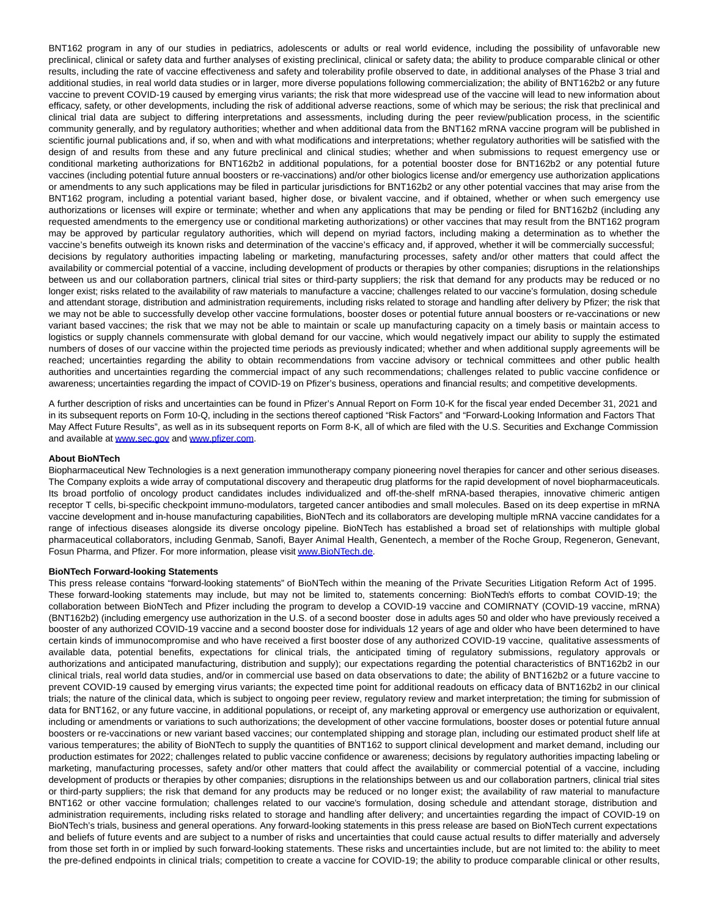BNT162 program in any of our studies in pediatrics, adolescents or adults or real world evidence, including the possibility of unfavorable new preclinical, clinical or safety data and further analyses of existing preclinical, clinical or safety data; the ability to produce comparable clinical or other results, including the rate of vaccine effectiveness and safety and tolerability profile observed to date, in additional analyses of the Phase 3 trial and additional studies, in real world data studies or in larger, more diverse populations following commercialization; the ability of BNT162b2 or any future vaccine to prevent COVID-19 caused by emerging virus variants; the risk that more widespread use of the vaccine will lead to new information about efficacy, safety, or other developments, including the risk of additional adverse reactions, some of which may be serious; the risk that preclinical and clinical trial data are subject to differing interpretations and assessments, including during the peer review/publication process, in the scientific community generally, and by regulatory authorities; whether and when additional data from the BNT162 mRNA vaccine program will be published in scientific journal publications and, if so, when and with what modifications and interpretations; whether regulatory authorities will be satisfied with the design of and results from these and any future preclinical and clinical studies; whether and when submissions to request emergency use or conditional marketing authorizations for BNT162b2 in additional populations, for a potential booster dose for BNT162b2 or any potential future vaccines (including potential future annual boosters or re-vaccinations) and/or other biologics license and/or emergency use authorization applications or amendments to any such applications may be filed in particular jurisdictions for BNT162b2 or any other potential vaccines that may arise from the BNT162 program, including a potential variant based, higher dose, or bivalent vaccine, and if obtained, whether or when such emergency use authorizations or licenses will expire or terminate; whether and when any applications that may be pending or filed for BNT162b2 (including any requested amendments to the emergency use or conditional marketing authorizations) or other vaccines that may result from the BNT162 program may be approved by particular regulatory authorities, which will depend on myriad factors, including making a determination as to whether the vaccine's benefits outweigh its known risks and determination of the vaccine's efficacy and, if approved, whether it will be commercially successful; decisions by regulatory authorities impacting labeling or marketing, manufacturing processes, safety and/or other matters that could affect the availability or commercial potential of a vaccine, including development of products or therapies by other companies; disruptions in the relationships between us and our collaboration partners, clinical trial sites or third-party suppliers; the risk that demand for any products may be reduced or no longer exist; risks related to the availability of raw materials to manufacture a vaccine; challenges related to our vaccine's formulation, dosing schedule and attendant storage, distribution and administration requirements, including risks related to storage and handling after delivery by Pfizer; the risk that we may not be able to successfully develop other vaccine formulations, booster doses or potential future annual boosters or re-vaccinations or new variant based vaccines; the risk that we may not be able to maintain or scale up manufacturing capacity on a timely basis or maintain access to logistics or supply channels commensurate with global demand for our vaccine, which would negatively impact our ability to supply the estimated numbers of doses of our vaccine within the projected time periods as previously indicated; whether and when additional supply agreements will be reached; uncertainties regarding the ability to obtain recommendations from vaccine advisory or technical committees and other public health authorities and uncertainties regarding the commercial impact of any such recommendations; challenges related to public vaccine confidence or awareness; uncertainties regarding the impact of COVID-19 on Pfizer's business, operations and financial results; and competitive developments.

A further description of risks and uncertainties can be found in Pfizer's Annual Report on Form 10-K for the fiscal year ended December 31, 2021 and in its subsequent reports on Form 10-Q, including in the sections thereof captioned "Risk Factors" and "Forward-Looking Information and Factors That May Affect Future Results", as well as in its subsequent reports on Form 8-K, all of which are filed with the U.S. Securities and Exchange Commission and available at www.sec.gov and www.pfizer.com.

**About BioNTech**

Biopharmaceutical New Technologies is a next generation immunotherapy company pioneering novel therapies for cancer and other serious diseases. The Company exploits a wide array of computational discovery and therapeutic drug platforms for the rapid development of novel biopharmaceuticals. Its broad portfolio of oncology product candidates includes individualized and off-the-shelf mRNA-based therapies, innovative chimeric antigen receptor T cells, bi-specific checkpoint immuno-modulators, targeted cancer antibodies and small molecules. Based on its deep expertise in mRNA vaccine development and in-house manufacturing capabilities, BioNTech and its collaborators are developing multiple mRNA vaccine candidates for a range of infectious diseases alongside its diverse oncology pipeline. BioNTech has established a broad set of relationships with multiple global pharmaceutical collaborators, including Genmab, Sanofi, Bayer Animal Health, Genentech, a member of the Roche Group, Regeneron, Genevant, Fosun Pharma, and Pfizer. For more information, please visit www.BioNTech.de.

**BioNTech Forward-looking Statements**

This press release contains "forward-looking statements" of BioNTech within the meaning of the Private Securities Litigation Reform Act of 1995. These forward-looking statements may include, but may not be limited to, statements concerning: BioNTech's efforts to combat COVID-19; the collaboration between BioNTech and Pfizer including the program to develop a COVID-19 vaccine and COMIRNATY (COVID-19 vaccine, mRNA) (BNT162b2) (including emergency use authorization in the U.S. of a second booster dose in adults ages 50 and older who have previously received a booster of any authorized COVID-19 vaccine and a second booster dose for individuals 12 years of age and older who have been determined to have certain kinds of immunocompromise and who have received a first booster dose of any authorized COVID-19 vaccine, qualitative assessments of available data, potential benefits, expectations for clinical trials, the anticipated timing of regulatory submissions, regulatory approvals or authorizations and anticipated manufacturing, distribution and supply); our expectations regarding the potential characteristics of BNT162b2 in our clinical trials, real world data studies, and/or in commercial use based on data observations to date; the ability of BNT162b2 or a future vaccine to prevent COVID-19 caused by emerging virus variants; the expected time point for additional readouts on efficacy data of BNT162b2 in our clinical trials; the nature of the clinical data, which is subject to ongoing peer review, regulatory review and market interpretation; the timing for submission of data for BNT162, or any future vaccine, in additional populations, or receipt of, any marketing approval or emergency use authorization or equivalent, including or amendments or variations to such authorizations; the development of other vaccine formulations, booster doses or potential future annual boosters or re-vaccinations or new variant based vaccines; our contemplated shipping and storage plan, including our estimated product shelf life at various temperatures; the ability of BioNTech to supply the quantities of BNT162 to support clinical development and market demand, including our production estimates for 2022; challenges related to public vaccine confidence or awareness; decisions by regulatory authorities impacting labeling or marketing, manufacturing processes, safety and/or other matters that could affect the availability or commercial potential of a vaccine, including development of products or therapies by other companies; disruptions in the relationships between us and our collaboration partners, clinical trial sites or third-party suppliers; the risk that demand for any products may be reduced or no longer exist; the availability of raw material to manufacture BNT162 or other vaccine formulation; challenges related to our vaccine's formulation, dosing schedule and attendant storage, distribution and administration requirements, including risks related to storage and handling after delivery; and uncertainties regarding the impact of COVID-19 on BioNTech's trials, business and general operations. Any forward-looking statements in this press release are based on BioNTech current expectations and beliefs of future events and are subject to a number of risks and uncertainties that could cause actual results to differ materially and adversely from those set forth in or implied by such forward-looking statements. These risks and uncertainties include, but are not limited to: the ability to meet the pre-defined endpoints in clinical trials; competition to create a vaccine for COVID-19; the ability to produce comparable clinical or other results,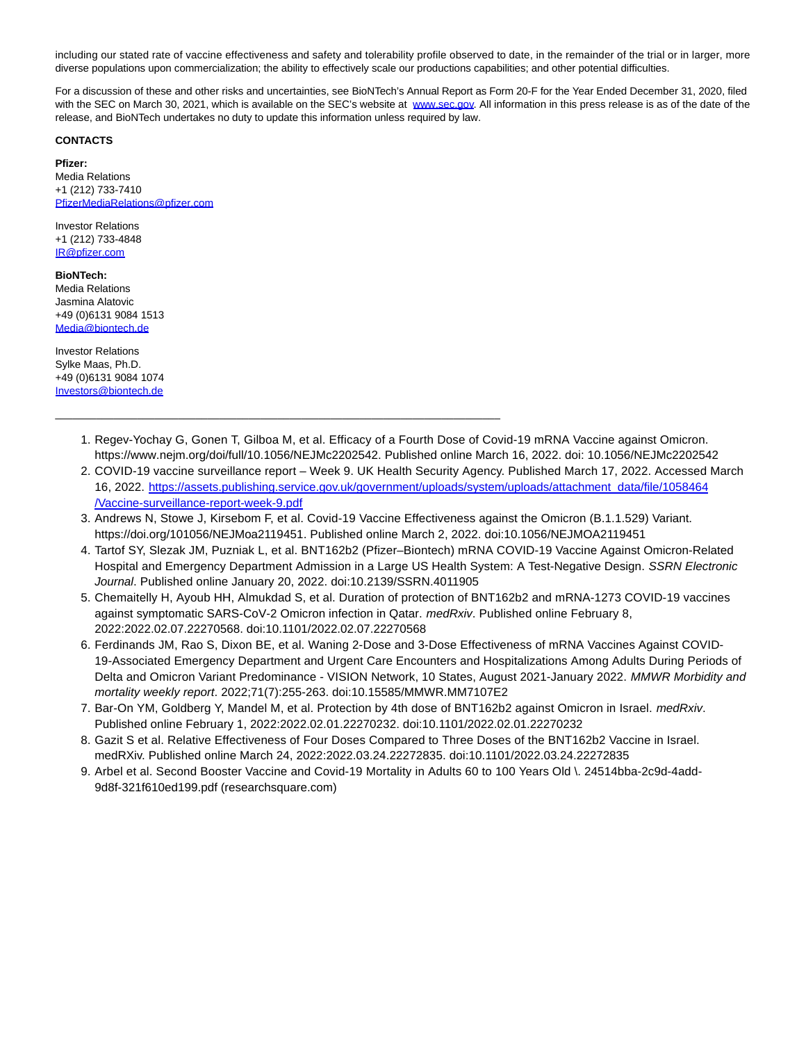including our stated rate of vaccine effectiveness and safety and tolerability profile observed to date, in the remainder of the trial or in larger, more diverse populations upon commercialization; the ability to effectively scale our productions capabilities; and other potential difficulties.

For a discussion of these and other risks and uncertainties, see BioNTech's Annual Report as Form 20-F for the Year Ended December 31, 2020, filed with the SEC on March 30, 2021, which is available on the SEC's website at [www.sec.gov](http://www.sec.gov). All information in this press release is as of the date of the release, and BioNTech undertakes no duty to update this information unless required by law.

**CONTACTS**

**Pfizer:**
Media Relations
+1 (212) 733-7410
[PfizerMediaRelations@pfizer.com](mailto:PfizerMediaRelations@pfizer.com)

Investor Relations
+1 (212) 733-4848
[IR@pfizer.com](mailto:IR@pfizer.com)

**BioNTech:**
Media Relations
Jasmina Alatovic
+49 (0)6131 9084 1513
[Media@biontech.de](mailto:Media@biontech.de)

Investor Relations
Sylke Maas, Ph.D.
+49 (0)6131 9084 1074
[Investors@biontech.de](mailto:Investors@biontech.de)

---

1. Regev-Yochay G, Gonen T, Gilboa M, et al. Efficacy of a Fourth Dose of Covid-19 mRNA Vaccine against Omicron. https://www.nejm.org/doi/full/10.1056/NEJMc2202542. Published online March 16, 2022. doi: 10.1056/NEJMc2202542
2. COVID-19 vaccine surveillance report – Week 9. UK Health Security Agency. Published March 17, 2022. Accessed March 16, 2022. [https://assets.publishing.service.gov.uk/government/uploads/system/uploads/attachment_data/file/1058464/Vaccine-surveillance-report-week-9.pdf](https://assets.publishing.service.gov.uk/government/uploads/system/uploads/attachment_data/file/1058464/Vaccine-surveillance-report-week-9.pdf)
3. Andrews N, Stowe J, Kirsebom F, et al. Covid-19 Vaccine Effectiveness against the Omicron (B.1.1.529) Variant. https://doi.org/101056/NEJMoa2119451. Published online March 2, 2022. doi:10.1056/NEJMOA2119451
4. Tartof SY, Slezak JM, Puzniak L, et al. BNT162b2 (Pfizer–Biontech) mRNA COVID-19 Vaccine Against Omicron-Related Hospital and Emergency Department Admission in a Large US Health System: A Test-Negative Design. *SSRN Electronic Journal*. Published online January 20, 2022. doi:10.2139/SSRN.4011905
5. Chemaitelly H, Ayoub HH, Almukdad S, et al. Duration of protection of BNT162b2 and mRNA-1273 COVID-19 vaccines against symptomatic SARS-CoV-2 Omicron infection in Qatar. *medRxiv*. Published online February 8, 2022:2022.02.07.22270568. doi:10.1101/2022.02.07.22270568
6. Ferdinands JM, Rao S, Dixon BE, et al. Waning 2-Dose and 3-Dose Effectiveness of mRNA Vaccines Against COVID-19-Associated Emergency Department and Urgent Care Encounters and Hospitalizations Among Adults During Periods of Delta and Omicron Variant Predominance - VISION Network, 10 States, August 2021-January 2022. *MMWR Morbidity and mortality weekly report*. 2022;71(7):255-263. doi:10.15585/MMWR.MM7107E2
7. Bar-On YM, Goldberg Y, Mandel M, et al. Protection by 4th dose of BNT162b2 against Omicron in Israel. *medRxiv*. Published online February 1, 2022:2022.02.01.22270232. doi:10.1101/2022.02.01.22270232
8. Gazit S et al. Relative Effectiveness of Four Doses Compared to Three Doses of the BNT162b2 Vaccine in Israel. medRXiv. Published online March 24, 2022:2022.03.24.22272835. doi:10.1101/2022.03.24.22272835
9. Arbel et al. Second Booster Vaccine and Covid-19 Mortality in Adults 60 to 100 Years Old \. 24514bba-2c9d-4add-9d8f-321f610ed199.pdf (researchsquare.com)